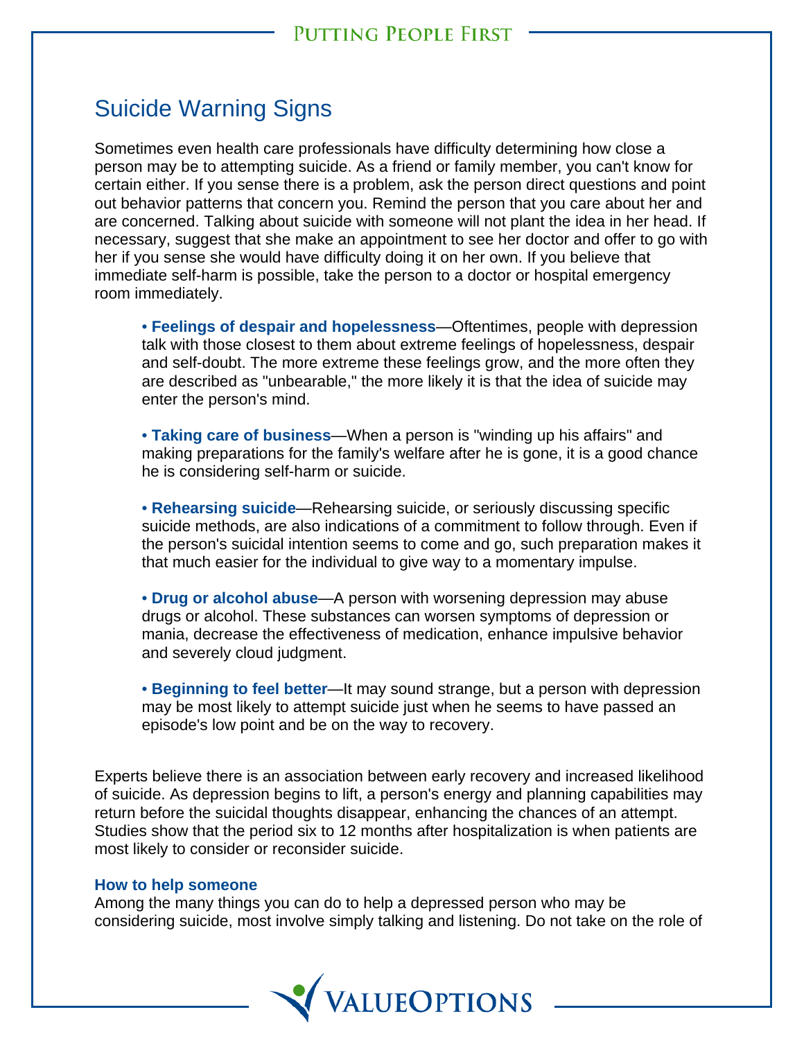# Suicide Warning Signs

Sometimes even health care professionals have difficulty determining how close a person may be to attempting suicide. As a friend or family member, you can't know for certain either. If you sense there is a problem, ask the person direct questions and point out behavior patterns that concern you. Remind the person that you care about her and are concerned. Talking about suicide with someone will not plant the idea in her head. If necessary, suggest that she make an appointment to see her doctor and offer to go with her if you sense she would have difficulty doing it on her own. If you believe that immediate self-harm is possible, take the person to a doctor or hospital emergency room immediately.

- **Feelings of despair and hopelessness**—Oftentimes, people with depression talk with those closest to them about extreme feelings of hopelessness, despair and self-doubt. The more extreme these feelings grow, and the more often they are described as "unbearable," the more likely it is that the idea of suicide may enter the person's mind.

- **Taking care of business**—When a person is "winding up his affairs" and making preparations for the family's welfare after he is gone, it is a good chance he is considering self-harm or suicide.

- **Rehearsing suicide**—Rehearsing suicide, or seriously discussing specific suicide methods, are also indications of a commitment to follow through. Even if the person's suicidal intention seems to come and go, such preparation makes it that much easier for the individual to give way to a momentary impulse.

- **Drug or alcohol abuse**—A person with worsening depression may abuse drugs or alcohol. These substances can worsen symptoms of depression or mania, decrease the effectiveness of medication, enhance impulsive behavior and severely cloud judgment.

- **Beginning to feel better**—It may sound strange, but a person with depression may be most likely to attempt suicide just when he seems to have passed an episode's low point and be on the way to recovery.

Experts believe there is an association between early recovery and increased likelihood of suicide. As depression begins to lift, a person's energy and planning capabilities may return before the suicidal thoughts disappear, enhancing the chances of an attempt. Studies show that the period six to 12 months after hospitalization is when patients are most likely to consider or reconsider suicide.

### How to help someone

Among the many things you can do to help a depressed person who may be considering suicide, most involve simply talking and listening. Do not take on the role of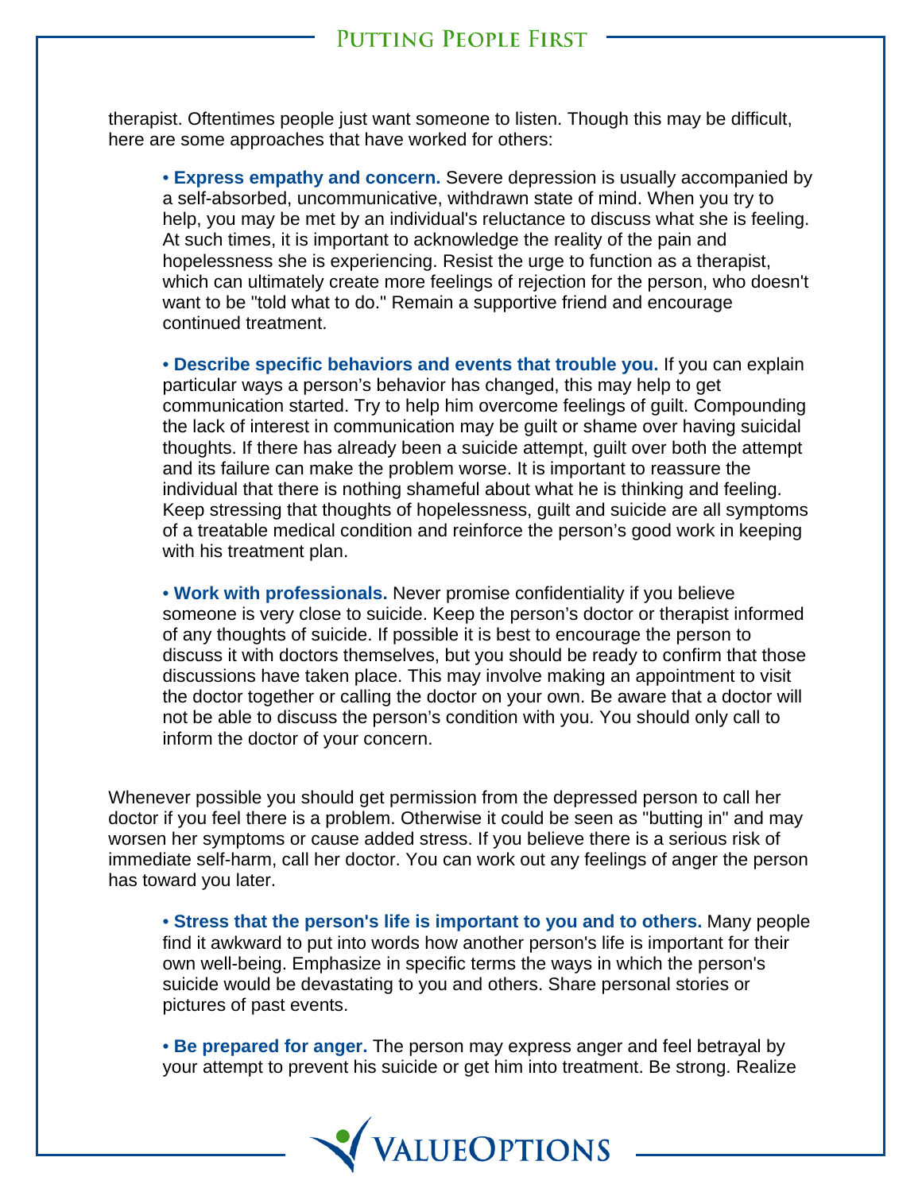therapist. Oftentimes people just want someone to listen. Though this may be difficult, here are some approaches that have worked for others:

- **Express empathy and concern.** Severe depression is usually accompanied by a self-absorbed, uncommunicative, withdrawn state of mind. When you try to help, you may be met by an individual's reluctance to discuss what she is feeling. At such times, it is important to acknowledge the reality of the pain and hopelessness she is experiencing. Resist the urge to function as a therapist, which can ultimately create more feelings of rejection for the person, who doesn't want to be "told what to do." Remain a supportive friend and encourage continued treatment.

- **Describe specific behaviors and events that trouble you.** If you can explain particular ways a person's behavior has changed, this may help to get communication started. Try to help him overcome feelings of guilt. Compounding the lack of interest in communication may be guilt or shame over having suicidal thoughts. If there has already been a suicide attempt, guilt over both the attempt and its failure can make the problem worse. It is important to reassure the individual that there is nothing shameful about what he is thinking and feeling. Keep stressing that thoughts of hopelessness, guilt and suicide are all symptoms of a treatable medical condition and reinforce the person's good work in keeping with his treatment plan.

- **Work with professionals.** Never promise confidentiality if you believe someone is very close to suicide. Keep the person's doctor or therapist informed of any thoughts of suicide. If possible it is best to encourage the person to discuss it with doctors themselves, but you should be ready to confirm that those discussions have taken place. This may involve making an appointment to visit the doctor together or calling the doctor on your own. Be aware that a doctor will not be able to discuss the person's condition with you. You should only call to inform the doctor of your concern.

Whenever possible you should get permission from the depressed person to call her doctor if you feel there is a problem. Otherwise it could be seen as "butting in" and may worsen her symptoms or cause added stress. If you believe there is a serious risk of immediate self-harm, call her doctor. You can work out any feelings of anger the person has toward you later.

- **Stress that the person's life is important to you and to others.** Many people find it awkward to put into words how another person's life is important for their own well-being. Emphasize in specific terms the ways in which the person's suicide would be devastating to you and others. Share personal stories or pictures of past events.

- **Be prepared for anger.** The person may express anger and feel betrayal by your attempt to prevent his suicide or get him into treatment. Be strong. Realize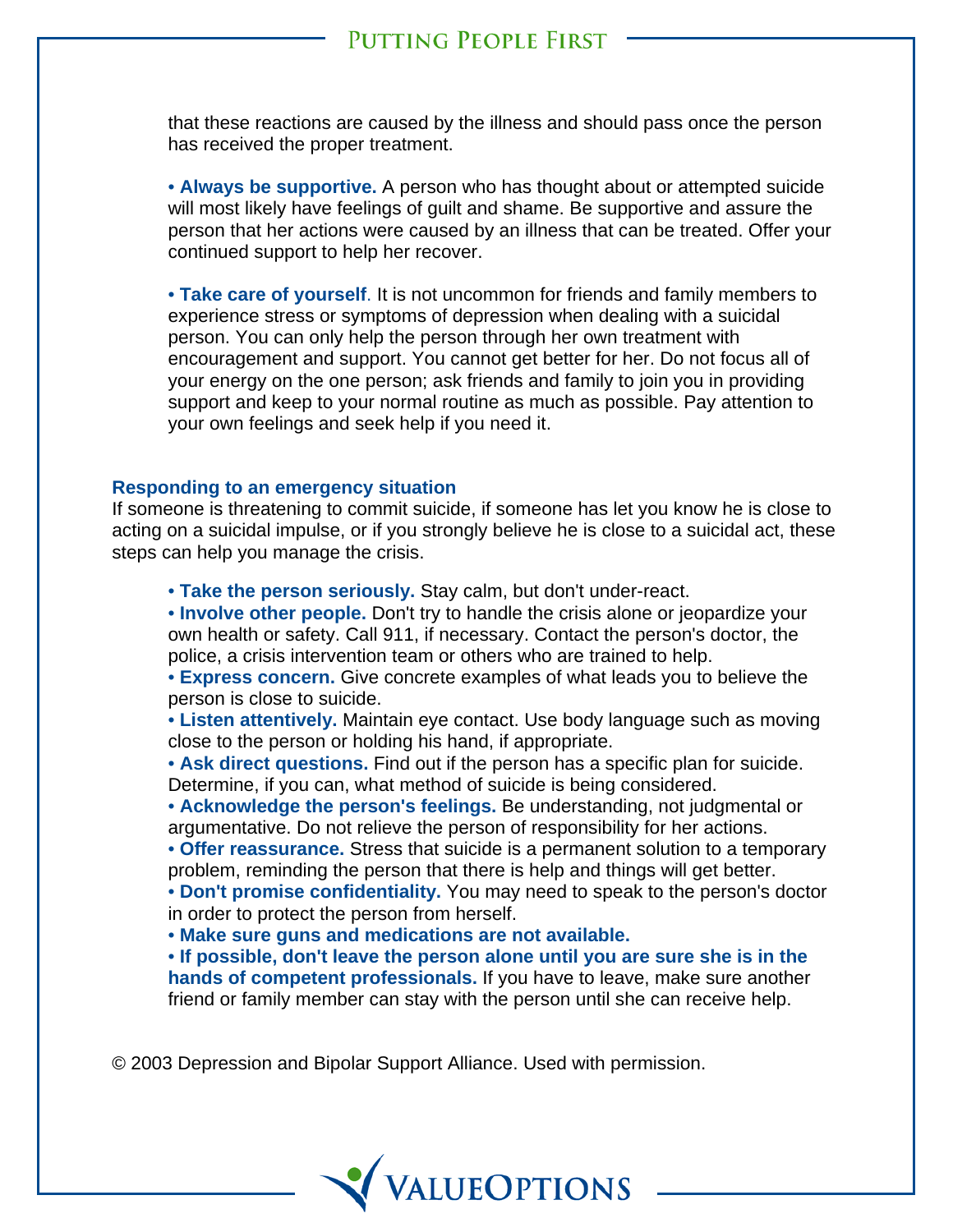that these reactions are caused by the illness and should pass once the person has received the proper treatment.

- **Always be supportive.** A person who has thought about or attempted suicide will most likely have feelings of guilt and shame. Be supportive and assure the person that her actions were caused by an illness that can be treated. Offer your continued support to help her recover.

- **Take care of yourself**. It is not uncommon for friends and family members to experience stress or symptoms of depression when dealing with a suicidal person. You can only help the person through her own treatment with encouragement and support. You cannot get better for her. Do not focus all of your energy on the one person; ask friends and family to join you in providing support and keep to your normal routine as much as possible. Pay attention to your own feelings and seek help if you need it.

**Responding to an emergency situation**

If someone is threatening to commit suicide, if someone has let you know he is close to acting on a suicidal impulse, or if you strongly believe he is close to a suicidal act, these steps can help you manage the crisis.

- **Take the person seriously.** Stay calm, but don't under-react.
- **Involve other people.** Don't try to handle the crisis alone or jeopardize your own health or safety. Call 911, if necessary. Contact the person's doctor, the police, a crisis intervention team or others who are trained to help.
- **Express concern.** Give concrete examples of what leads you to believe the person is close to suicide.
- **Listen attentively.** Maintain eye contact. Use body language such as moving close to the person or holding his hand, if appropriate.
- **Ask direct questions.** Find out if the person has a specific plan for suicide. Determine, if you can, what method of suicide is being considered.
- **Acknowledge the person's feelings.** Be understanding, not judgmental or argumentative. Do not relieve the person of responsibility for her actions.
- **Offer reassurance.** Stress that suicide is a permanent solution to a temporary problem, reminding the person that there is help and things will get better.
- **Don't promise confidentiality.** You may need to speak to the person's doctor in order to protect the person from herself.
- **Make sure guns and medications are not available.**
- **If possible, don't leave the person alone until you are sure she is in the hands of competent professionals.** If you have to leave, make sure another friend or family member can stay with the person until she can receive help.

© 2003 Depression and Bipolar Support Alliance. Used with permission.